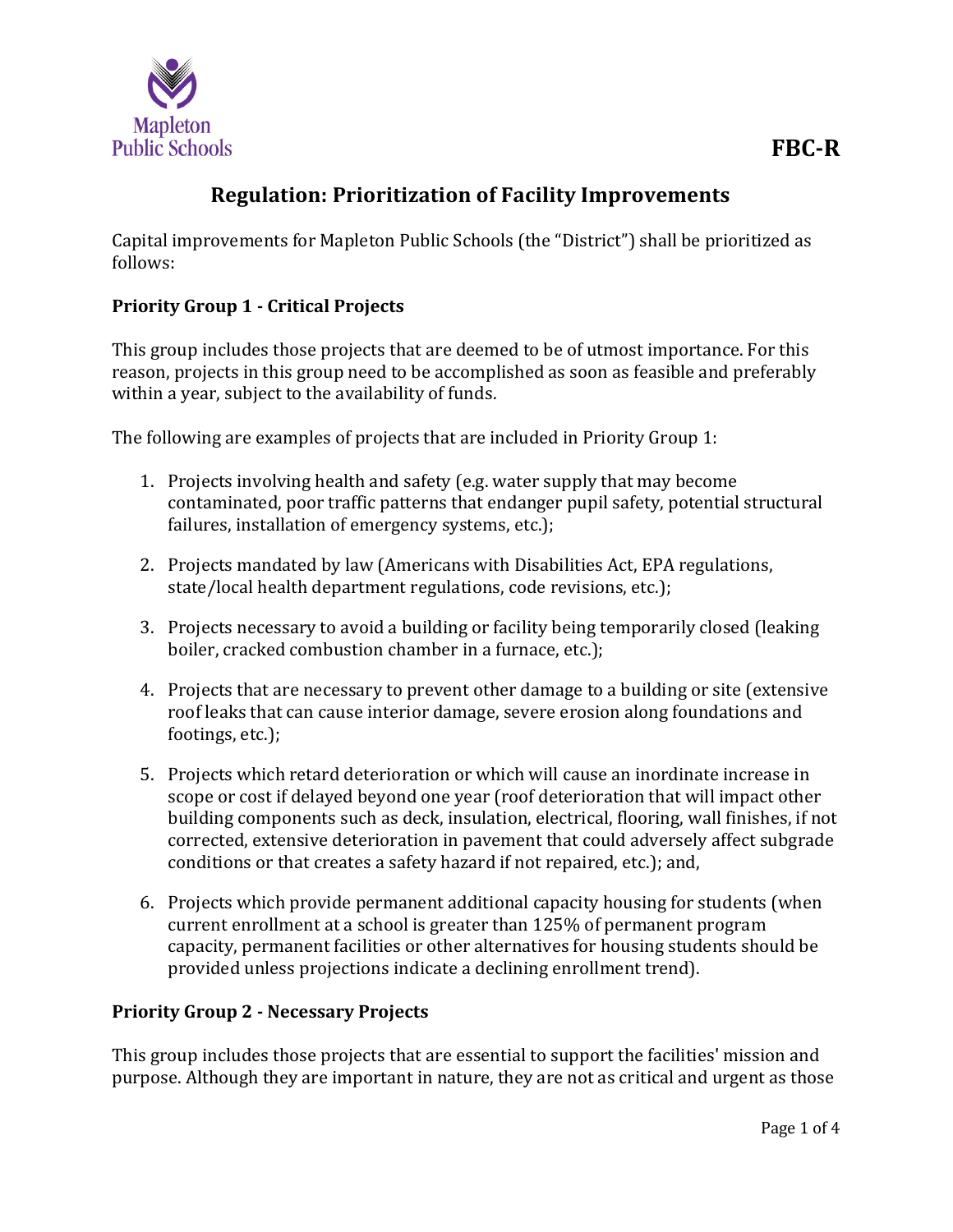FBC-R

# Regulation: Prioritization of Facility Improvements

Capital improvements for Mapleton Public Schools (the "District") shall be prioritized as follows:

## Priority Group 1 - Critical Projects

This group includes those projects that are deemed to be of utmost importance. For this reason, projects in this group need to be accomplished as soon as feasible and preferably within a year, subject to the availability of funds.

The following are examples of projects that are included in Priority Group 1:

1. Projects involving health and safety (e.g. water supply that may become contaminated, poor traffic patterns that endanger pupil safety, potential structural failures, installation of emergency systems, etc.);

2. Projects mandated by law (Americans with Disabilities Act, EPA regulations, state/local health department regulations, code revisions, etc.);

3. Projects necessary to avoid a building or facility being temporarily closed (leaking boiler, cracked combustion chamber in a furnace, etc.);

4. Projects that are necessary to prevent other damage to a building or site (extensive roof leaks that can cause interior damage, severe erosion along foundations and footings, etc.);

5. Projects which retard deterioration or which will cause an inordinate increase in scope or cost if delayed beyond one year (roof deterioration that will impact other building components such as deck, insulation, electrical, flooring, wall finishes, if not corrected, extensive deterioration in pavement that could adversely affect subgrade conditions or that creates a safety hazard if not repaired, etc.); and,

6. Projects which provide permanent additional capacity housing for students (when current enrollment at a school is greater than 125% of permanent program capacity, permanent facilities or other alternatives for housing students should be provided unless projections indicate a declining enrollment trend).

## Priority Group 2 - Necessary Projects

This group includes those projects that are essential to support the facilities' mission and purpose. Although they are important in nature, they are not as critical and urgent as those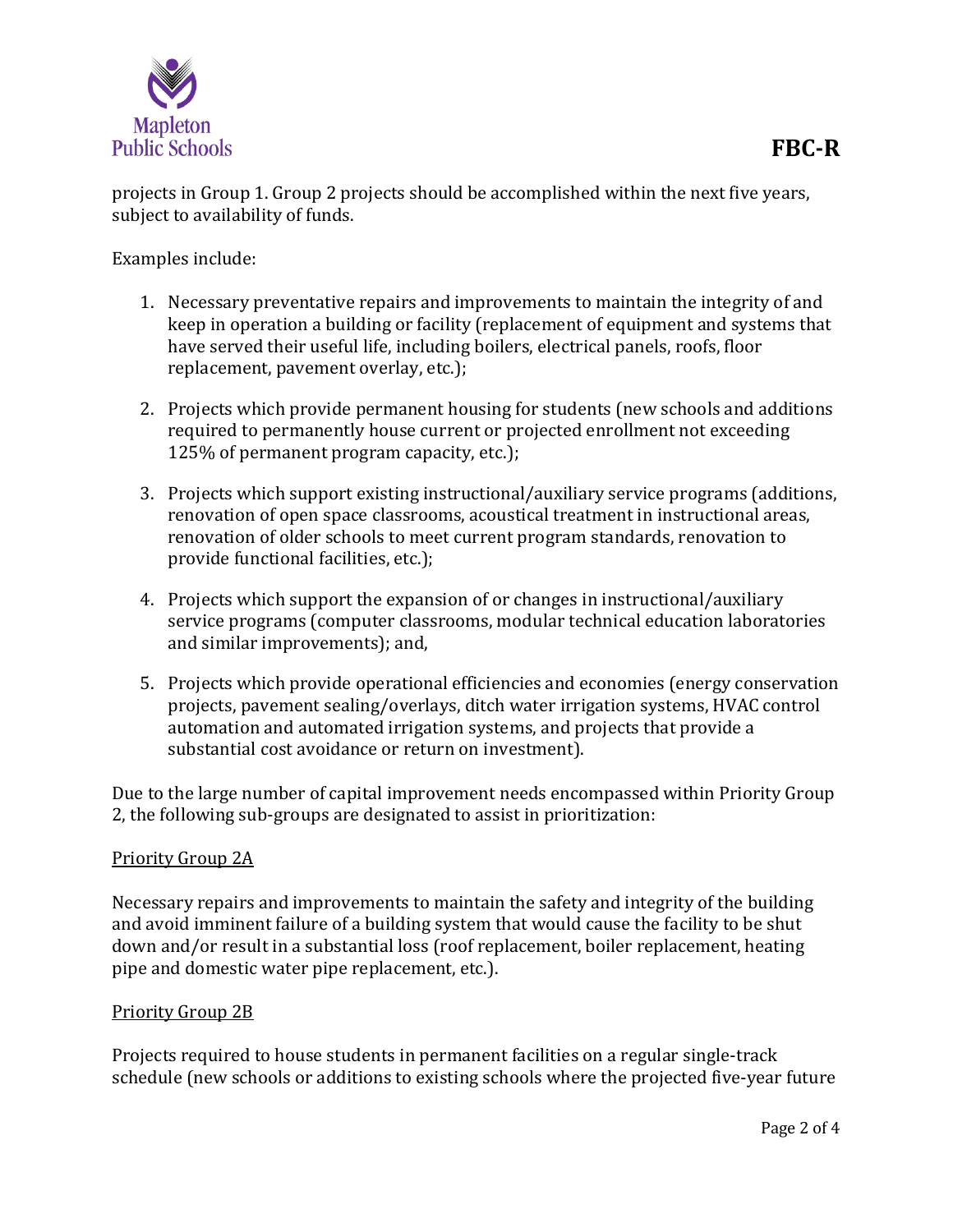projects in Group 1. Group 2 projects should be accomplished within the next five years, subject to availability of funds.

Examples include:

1. Necessary preventative repairs and improvements to maintain the integrity of and keep in operation a building or facility (replacement of equipment and systems that have served their useful life, including boilers, electrical panels, roofs, floor replacement, pavement overlay, etc.);

2. Projects which provide permanent housing for students (new schools and additions required to permanently house current or projected enrollment not exceeding 125% of permanent program capacity, etc.);

3. Projects which support existing instructional/auxiliary service programs (additions, renovation of open space classrooms, acoustical treatment in instructional areas, renovation of older schools to meet current program standards, renovation to provide functional facilities, etc.);

4. Projects which support the expansion of or changes in instructional/auxiliary service programs (computer classrooms, modular technical education laboratories and similar improvements); and,

5. Projects which provide operational efficiencies and economies (energy conservation projects, pavement sealing/overlays, ditch water irrigation systems, HVAC control automation and automated irrigation systems, and projects that provide a substantial cost avoidance or return on investment).

Due to the large number of capital improvement needs encompassed within Priority Group 2, the following sub-groups are designated to assist in prioritization:

<u>Priority Group 2A</u>

Necessary repairs and improvements to maintain the safety and integrity of the building and avoid imminent failure of a building system that would cause the facility to be shut down and/or result in a substantial loss (roof replacement, boiler replacement, heating pipe and domestic water pipe replacement, etc.).

<u>Priority Group 2B</u>

Projects required to house students in permanent facilities on a regular single-track schedule (new schools or additions to existing schools where the projected five-year future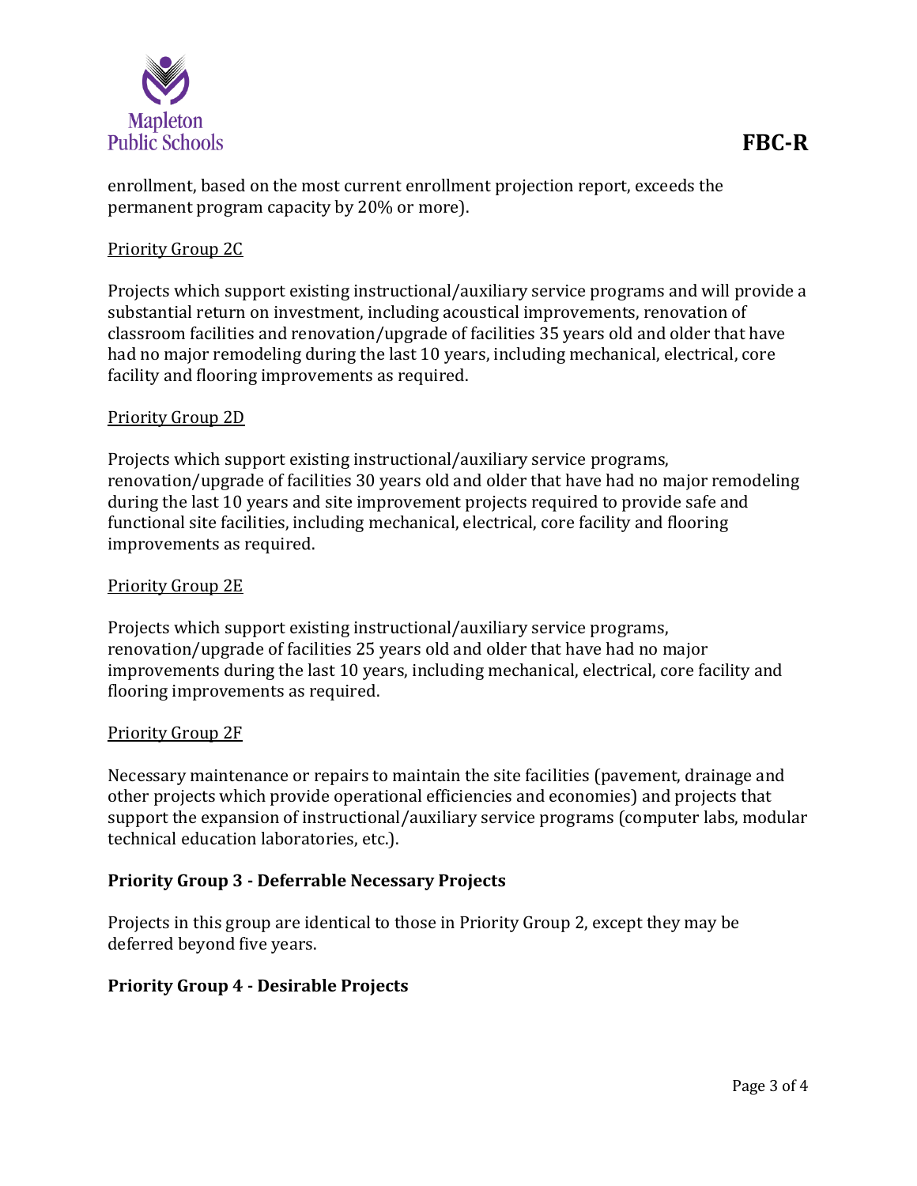enrollment, based on the most current enrollment projection report, exceeds the permanent program capacity by 20% or more).

Priority Group 2C

Projects which support existing instructional/auxiliary service programs and will provide a substantial return on investment, including acoustical improvements, renovation of classroom facilities and renovation/upgrade of facilities 35 years old and older that have had no major remodeling during the last 10 years, including mechanical, electrical, core facility and flooring improvements as required.

Priority Group 2D

Projects which support existing instructional/auxiliary service programs, renovation/upgrade of facilities 30 years old and older that have had no major remodeling during the last 10 years and site improvement projects required to provide safe and functional site facilities, including mechanical, electrical, core facility and flooring improvements as required.

Priority Group 2E

Projects which support existing instructional/auxiliary service programs, renovation/upgrade of facilities 25 years old and older that have had no major improvements during the last 10 years, including mechanical, electrical, core facility and flooring improvements as required.

Priority Group 2F

Necessary maintenance or repairs to maintain the site facilities (pavement, drainage and other projects which provide operational efficiencies and economies) and projects that support the expansion of instructional/auxiliary service programs (computer labs, modular technical education laboratories, etc.).

**Priority Group 3 - Deferrable Necessary Projects**

Projects in this group are identical to those in Priority Group 2, except they may be deferred beyond five years.

**Priority Group 4 - Desirable Projects**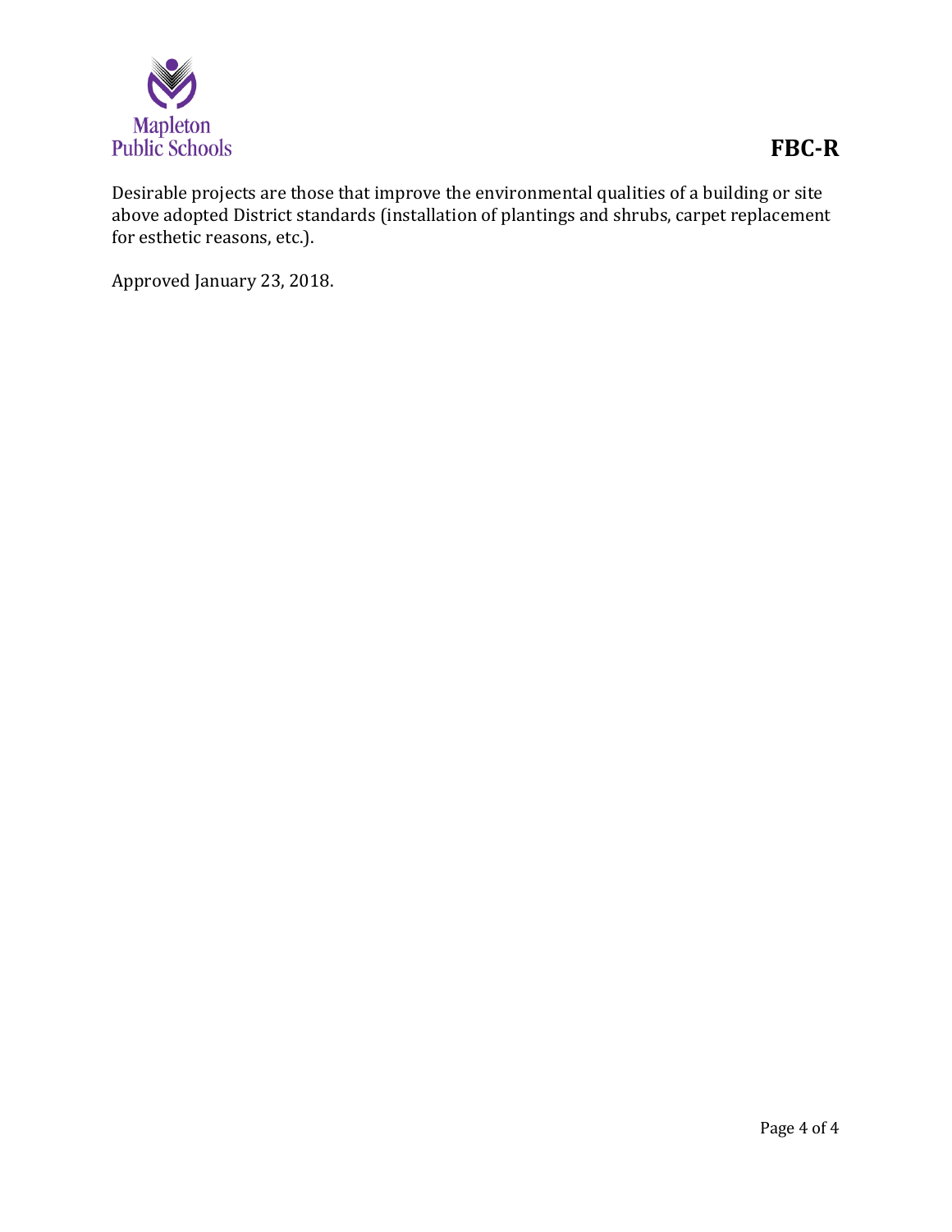Desirable projects are those that improve the environmental qualities of a building or site above adopted District standards (installation of plantings and shrubs, carpet replacement for esthetic reasons, etc.).

Approved January 23, 2018.